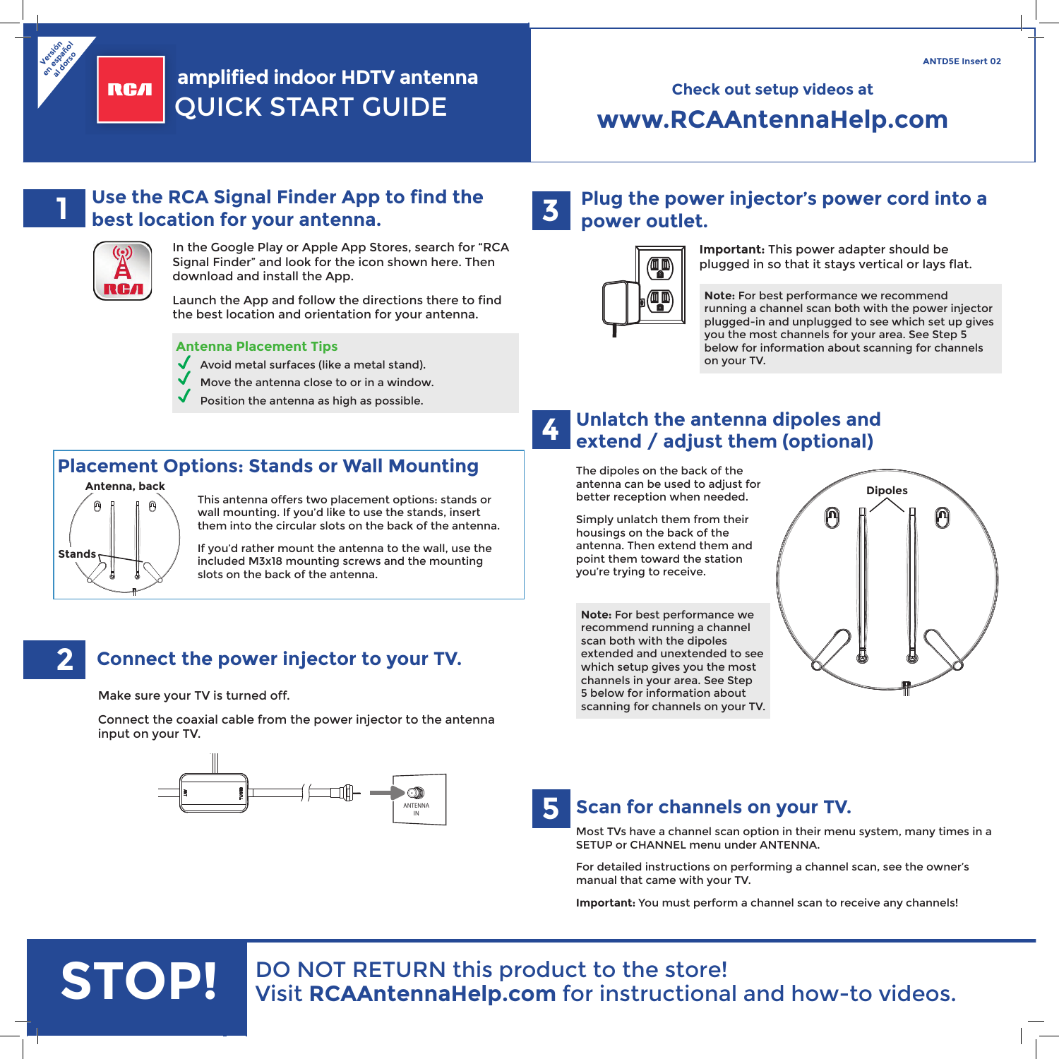Versión en español al dorso

# amplified indoor HDTV antenna
# QUICK START GUIDE

ANTD5E Insert 02

Check out setup videos at

**www.RCAAntennaHelp.com**

## 1 Use the RCA Signal Finder App to find the best location for your antenna.

In the Google Play or Apple App Stores, search for "RCA Signal Finder" and look for the icon shown here. Then download and install the App.

Launch the App and follow the directions there to find the best location and orientation for your antenna.

**Antenna Placement Tips**

- ✓ Avoid metal surfaces (like a metal stand).
- ✓ Move the antenna close to or in a window.
- ✓ Position the antenna as high as possible.

### Placement Options: Stands or Wall Mounting

Antenna, back

Stands

This antenna offers two placement options: stands or wall mounting. If you'd like to use the stands, insert them into the circular slots on the back of the antenna.

If you'd rather mount the antenna to the wall, use the included M3x18 mounting screws and the mounting slots on the back of the antenna.

## 2 Connect the power injector to your TV.

Make sure your TV is turned off.

Connect the coaxial cable from the power injector to the antenna input on your TV.

ANTENNA IN

## 3 Plug the power injector's power cord into a power outlet.

**Important:** This power adapter should be plugged in so that it stays vertical or lays flat.

**Note:** For best performance we recommend running a channel scan both with the power injector plugged-in and unplugged to see which set up gives you the most channels for your area. See Step 5 below for information about scanning for channels on your TV.

## 4 Unlatch the antenna dipoles and extend / adjust them (optional)

The dipoles on the back of the antenna can be used to adjust for better reception when needed.

Simply unlatch them from their housings on the back of the antenna. Then extend them and point them toward the station you're trying to receive.

**Note:** For best performance we recommend running a channel scan both with the dipoles extended and unextended to see which setup gives you the most channels in your area. See Step 5 below for information about scanning for channels on your TV.

Dipoles

## 5 Scan for channels on your TV.

Most TVs have a channel scan option in their menu system, many times in a SETUP or CHANNEL menu under ANTENNA.

For detailed instructions on performing a channel scan, see the owner's manual that came with your TV.

**Important:** You must perform a channel scan to receive any channels!

# STOP!

DO NOT RETURN this product to the store!
Visit **RCAAntennaHelp.com** for instructional and how-to videos.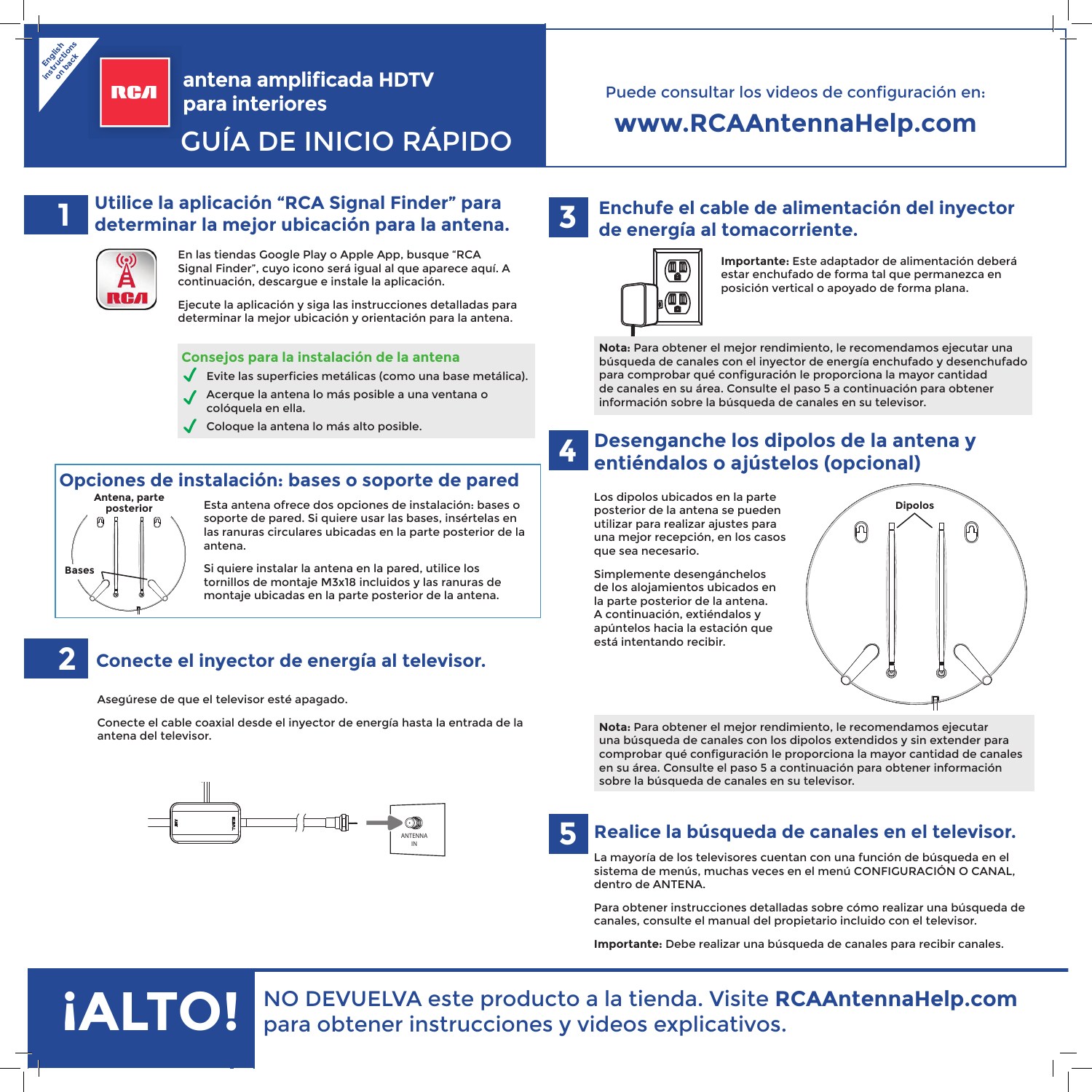English instructions on back

# antena amplificada HDTV para interiores

# GUÍA DE INICIO RÁPIDO

Puede consultar los videos de configuración en:

**www.RCAAntennaHelp.com**

## 1 Utilice la aplicación "RCA Signal Finder" para determinar la mejor ubicación para la antena.

En las tiendas Google Play o Apple App, busque "RCA Signal Finder", cuyo icono será igual al que aparece aquí. A continuación, descargue e instale la aplicación.

Ejecute la aplicación y siga las instrucciones detalladas para determinar la mejor ubicación y orientación para la antena.

### Consejos para la instalación de la antena

- ✓ Evite las superficies metálicas (como una base metálica).
- ✓ Acerque la antena lo más posible a una ventana o colóquela en ella.
- ✓ Coloque la antena lo más alto posible.

### Opciones de instalación: bases o soporte de pared

Antena, parte posterior

Bases

Esta antena ofrece dos opciones de instalación: bases o soporte de pared. Si quiere usar las bases, insértelas en las ranuras circulares ubicadas en la parte posterior de la antena.

Si quiere instalar la antena en la pared, utilice los tornillos de montaje M3x18 incluidos y las ranuras de montaje ubicadas en la parte posterior de la antena.

## 2 Conecte el inyector de energía al televisor.

Asegúrese de que el televisor esté apagado.

Conecte el cable coaxial desde el inyector de energía hasta la entrada de la antena del televisor.

ANTENNA IN

## 3 Enchufe el cable de alimentación del inyector de energía al tomacorriente.

**Importante:** Este adaptador de alimentación deberá estar enchufado de forma tal que permanezca en posición vertical o apoyado de forma plana.

**Nota:** Para obtener el mejor rendimiento, le recomendamos ejecutar una búsqueda de canales con el inyector de energía enchufado y desenchufado para comprobar qué configuración le proporciona la mayor cantidad de canales en su área. Consulte el paso 5 a continuación para obtener información sobre la búsqueda de canales en su televisor.

## 4 Desenganche los dipolos de la antena y entiéndalos o ajústelos (opcional)

Los dipolos ubicados en la parte posterior de la antena se pueden utilizar para realizar ajustes para una mejor recepción, en los casos que sea necesario.

Simplemente desengánchelos de los alojamientos ubicados en la parte posterior de la antena. A continuación, extiéndalos y apúntelos hacia la estación que está intentando recibir.

Dipolos

**Nota:** Para obtener el mejor rendimiento, le recomendamos ejecutar una búsqueda de canales con los dipolos extendidos y sin extender para comprobar qué configuración le proporciona la mayor cantidad de canales en su área. Consulte el paso 5 a continuación para obtener información sobre la búsqueda de canales en su televisor.

## 5 Realice la búsqueda de canales en el televisor.

La mayoría de los televisores cuentan con una función de búsqueda en el sistema de menús, muchas veces en el menú CONFIGURACIÓN O CANAL, dentro de ANTENA.

Para obtener instrucciones detalladas sobre cómo realizar una búsqueda de canales, consulte el manual del propietario incluido con el televisor.

**Importante:** Debe realizar una búsqueda de canales para recibir canales.

# ¡ALTO!

NO DEVUELVA este producto a la tienda. Visite **RCAAntennaHelp.com** para obtener instrucciones y videos explicativos.